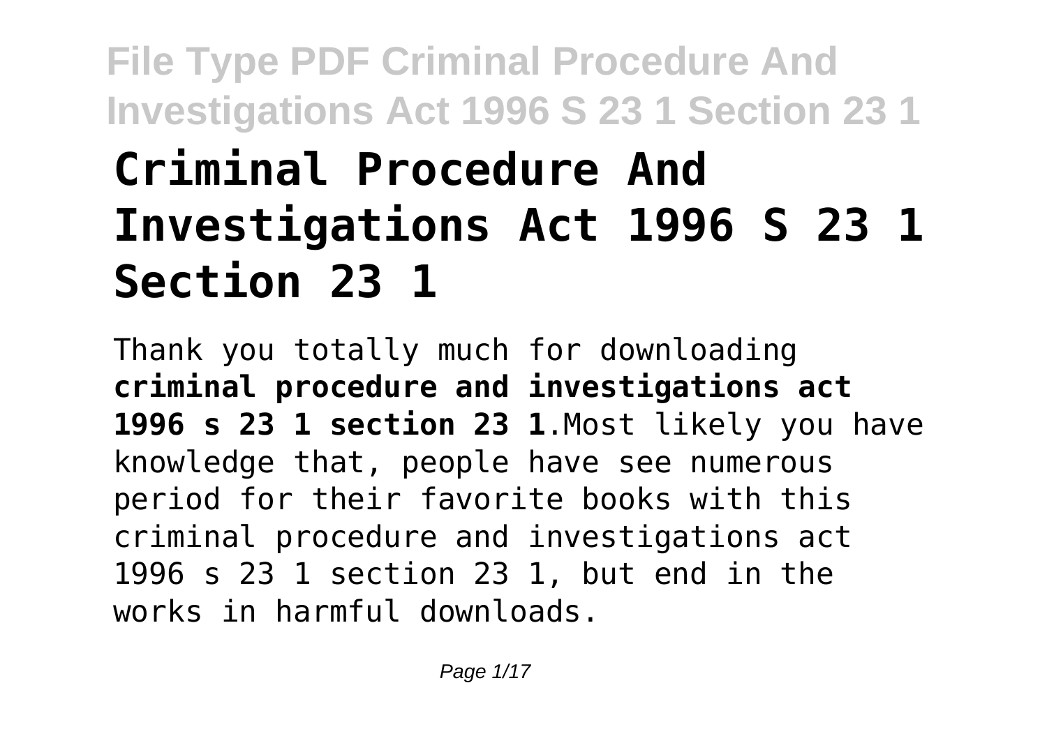# Criminal Procedure And Investigations Act 1996 S 23 1 Section 23 1

Thank you totally much for downloading **criminal procedure and investigations act 1996 s 23 1 section 23 1**.Most likely you have knowledge that, people have see numerous period for their favorite books with this criminal procedure and investigations act 1996 s 23 1 section 23 1, but end in the works in harmful downloads.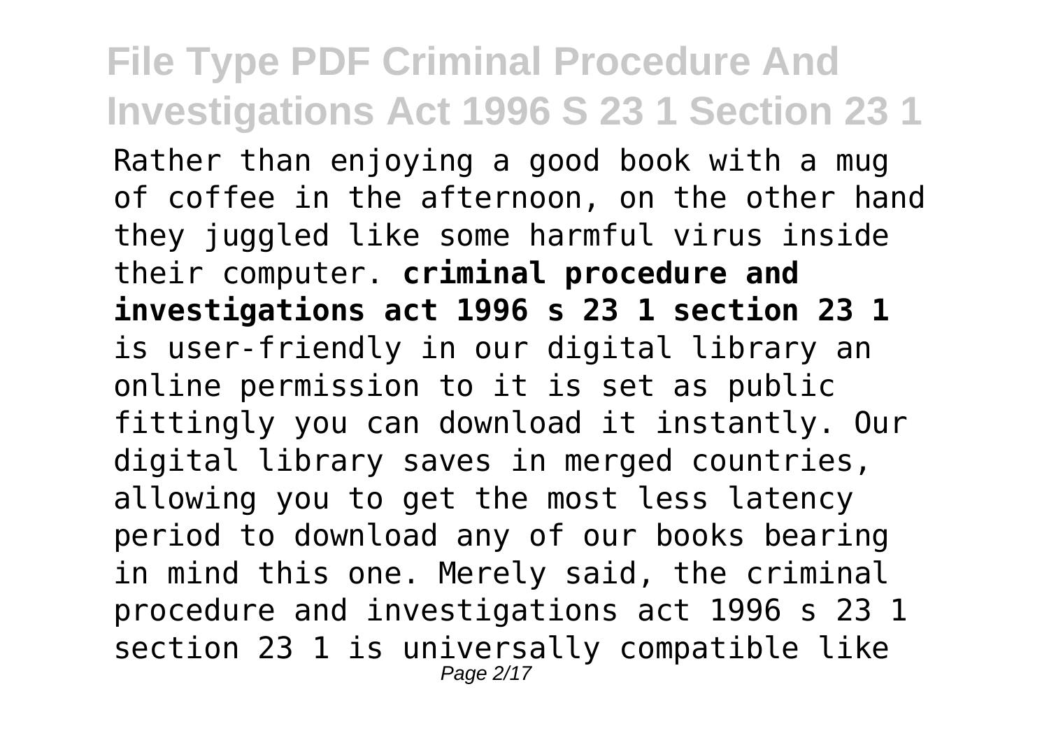Rather than enjoying a good book with a mug of coffee in the afternoon, on the other hand they juggled like some harmful virus inside their computer. **criminal procedure and investigations act 1996 s 23 1 section 23 1** is user-friendly in our digital library an online permission to it is set as public fittingly you can download it instantly. Our digital library saves in merged countries, allowing you to get the most less latency period to download any of our books bearing in mind this one. Merely said, the criminal procedure and investigations act 1996 s 23 1 section 23 1 is universally compatible like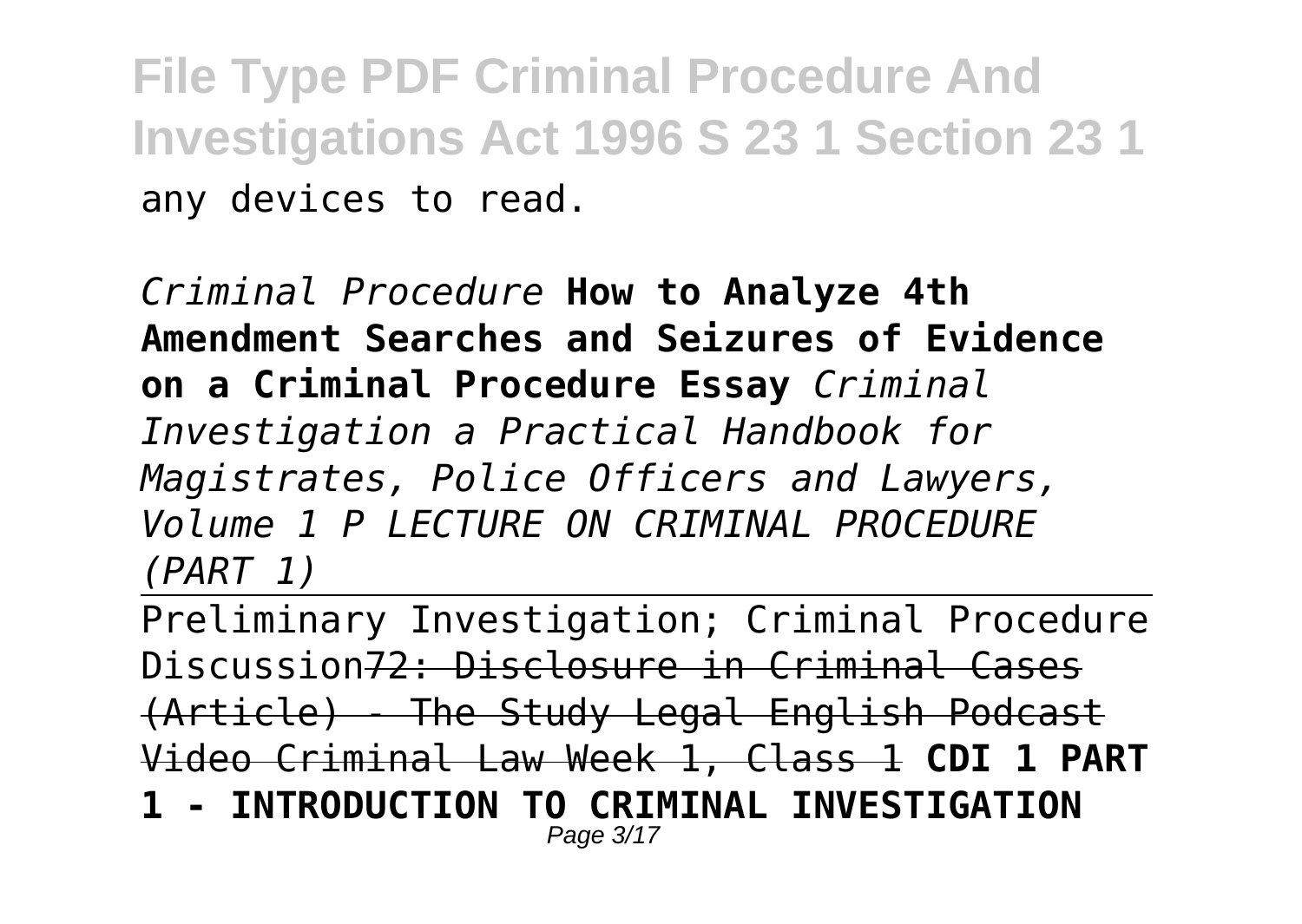any devices to read.

*Criminal Procedure* **How to Analyze 4th Amendment Searches and Seizures of Evidence on a Criminal Procedure Essay** *Criminal Investigation a Practical Handbook for Magistrates, Police Officers and Lawyers, Volume 1 P LECTURE ON CRIMINAL PROCEDURE (PART 1)*

Preliminary Investigation; Criminal Procedure Discussion~~72: Disclosure in Criminal Cases (Article) - The Study Legal English Podcast Video Criminal Law Week 1, Class 1~~ **CDI 1 PART 1 - INTRODUCTION TO CRIMINAL INVESTIGATION**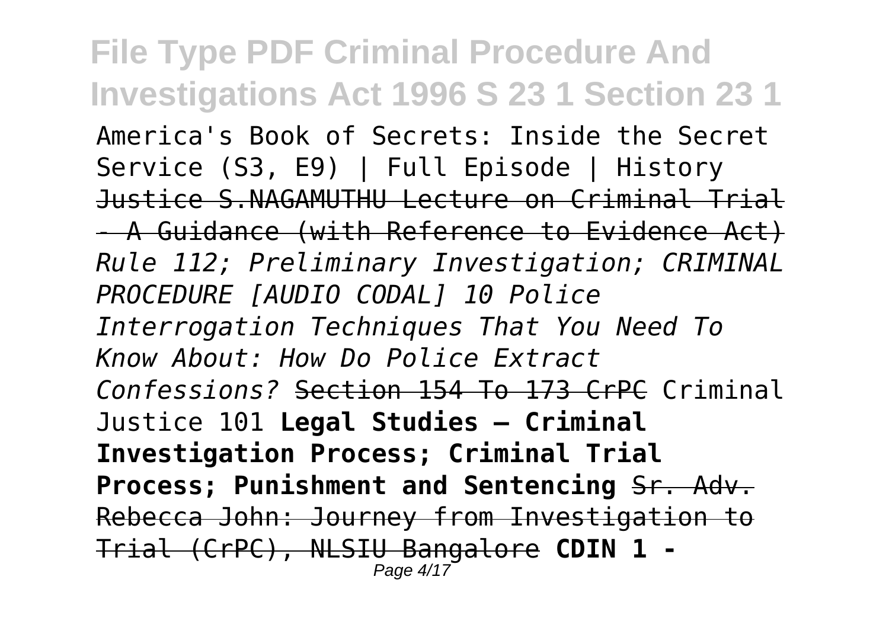America's Book of Secrets: Inside the Secret Service (S3, E9) | Full Episode | History ~~Justice S.NAGAMUTHU Lecture on Criminal Trial - A Guidance (with Reference to Evidence Act)~~ *Rule 112; Preliminary Investigation; CRIMINAL PROCEDURE [AUDIO CODAL] 10 Police Interrogation Techniques That You Need To Know About: How Do Police Extract Confessions?* ~~Section 154 To 173 CrPC~~ Criminal Justice 101 **Legal Studies – Criminal Investigation Process; Criminal Trial Process; Punishment and Sentencing** ~~Sr. Adv. Rebecca John: Journey from Investigation to Trial (CrPC), NLSIU Bangalore~~ **CDIN 1 -**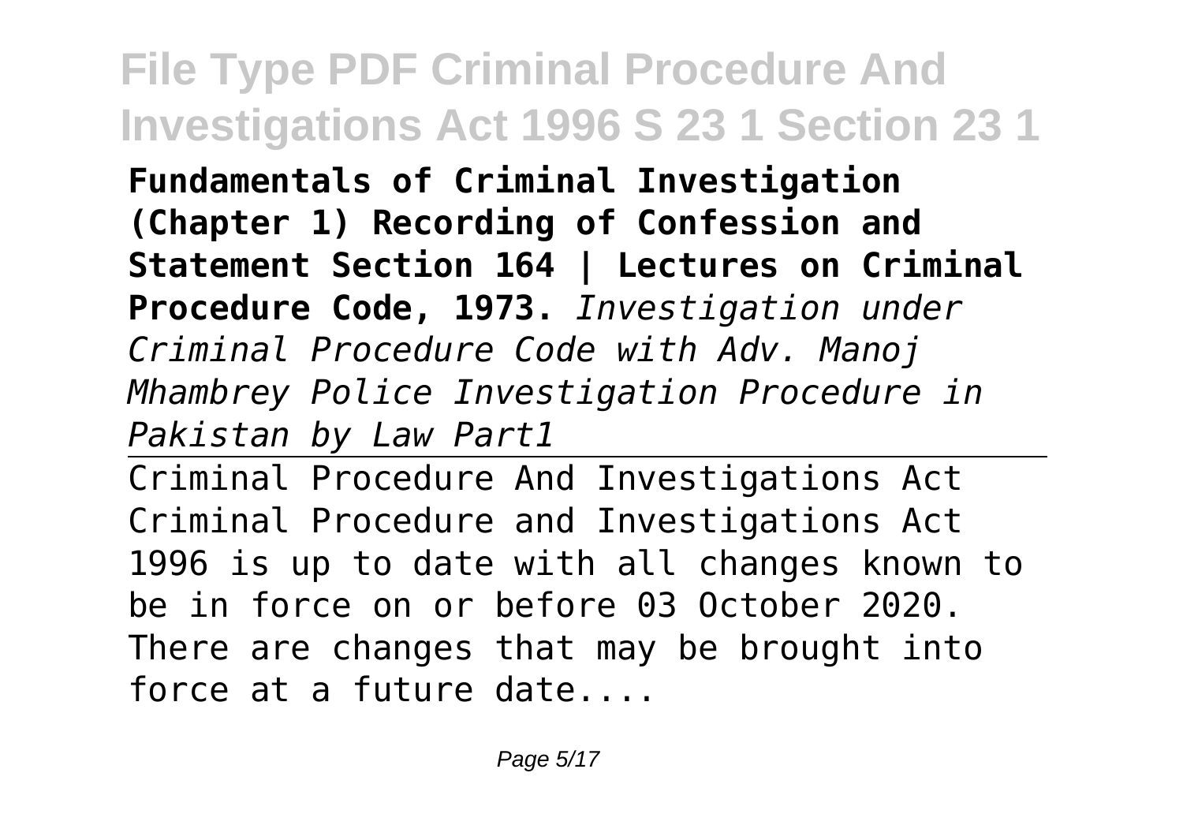**Fundamentals of Criminal Investigation (Chapter 1) Recording of Confession and Statement Section 164 | Lectures on Criminal Procedure Code, 1973.** *Investigation under Criminal Procedure Code with Adv. Manoj Mhambrey Police Investigation Procedure in Pakistan by Law Part1*

---

Criminal Procedure And Investigations Act
Criminal Procedure and Investigations Act 1996 is up to date with all changes known to be in force on or before 03 October 2020. There are changes that may be brought into force at a future date....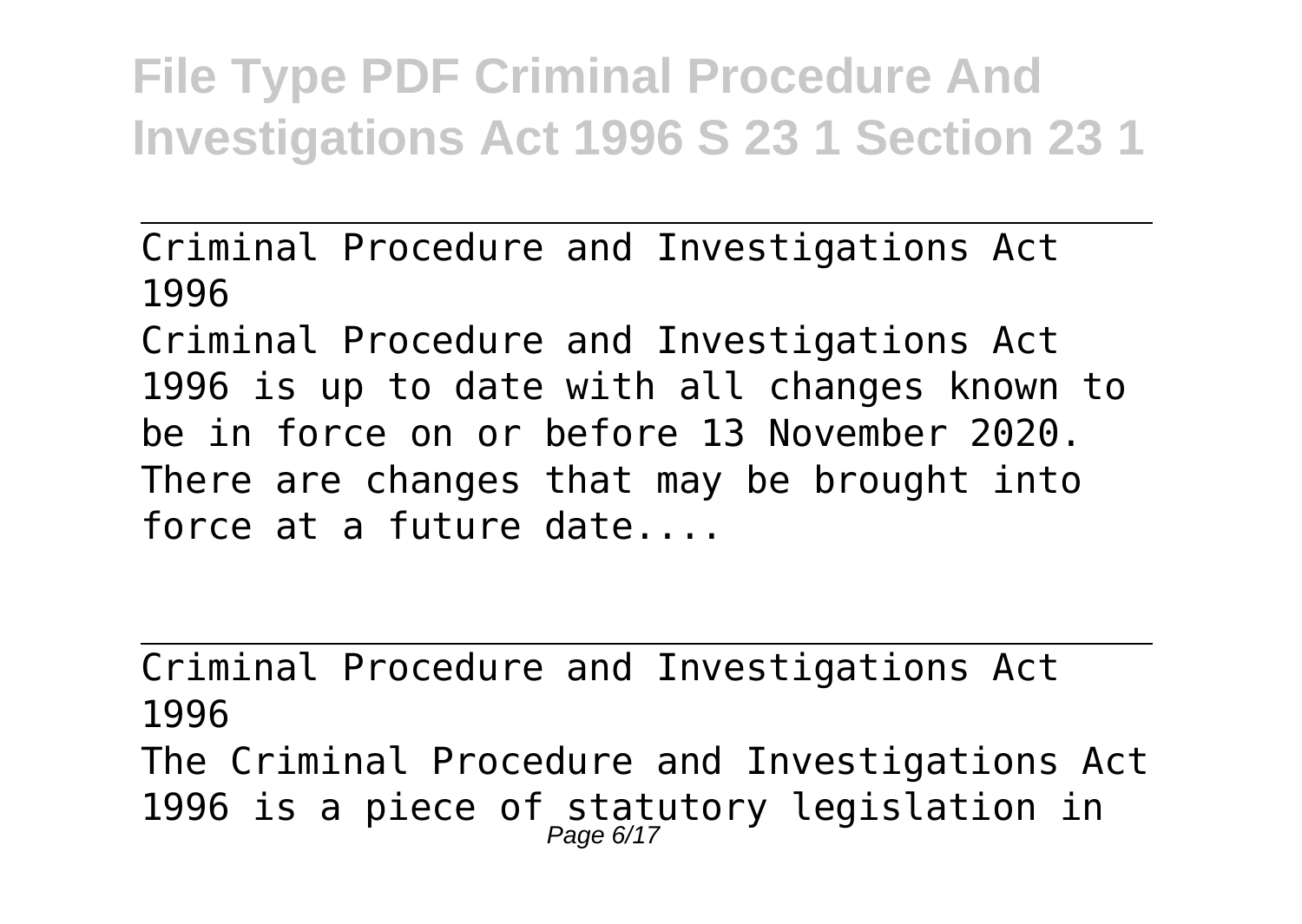Criminal Procedure and Investigations Act 1996

Criminal Procedure and Investigations Act 1996 is up to date with all changes known to be in force on or before 13 November 2020. There are changes that may be brought into force at a future date....

Criminal Procedure and Investigations Act 1996

The Criminal Procedure and Investigations Act 1996 is a piece of statutory legislation in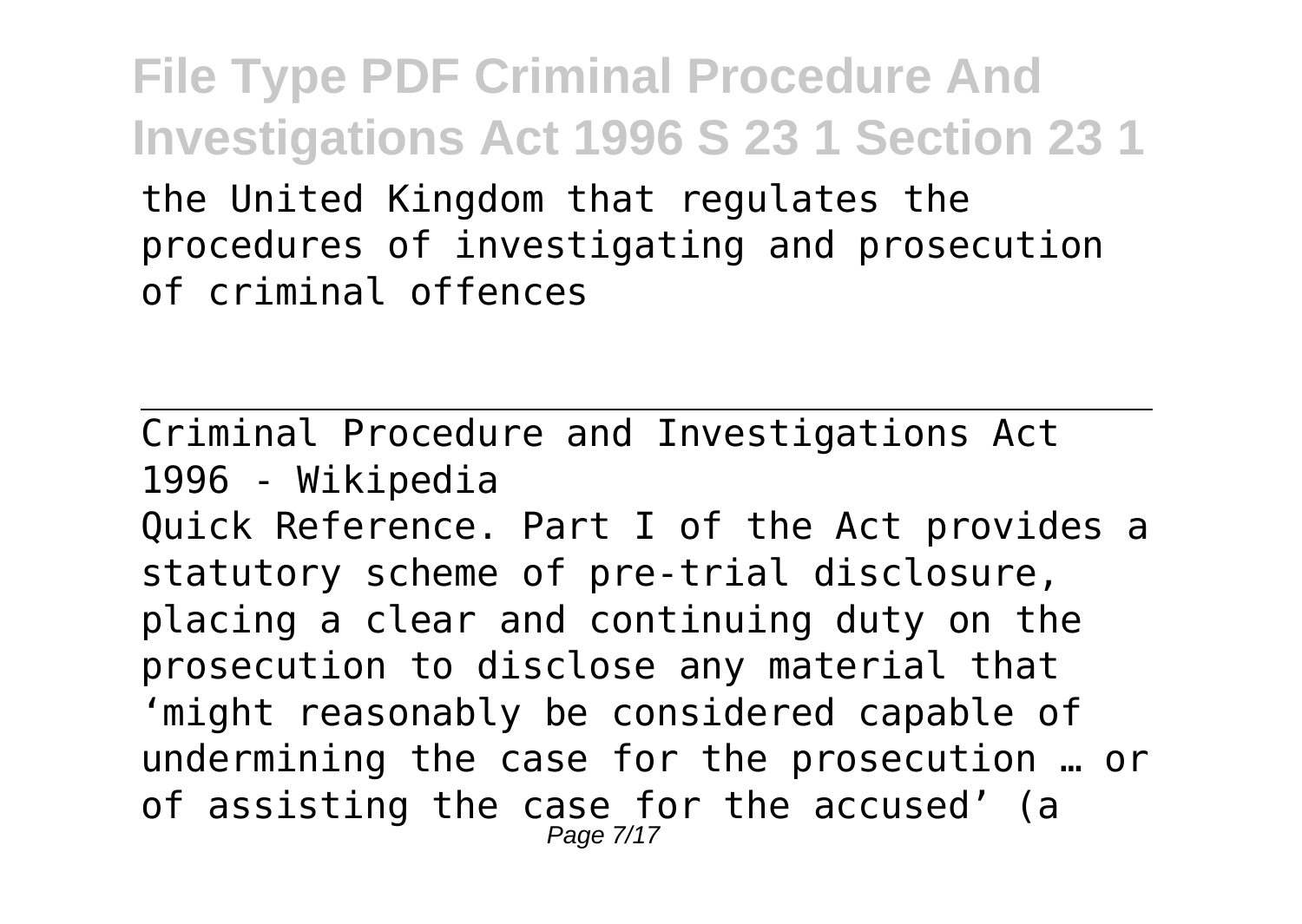the United Kingdom that regulates the procedures of investigating and prosecution of criminal offences

---

Criminal Procedure and Investigations Act 1996 - Wikipedia

Quick Reference. Part I of the Act provides a statutory scheme of pre-trial disclosure, placing a clear and continuing duty on the prosecution to disclose any material that 'might reasonably be considered capable of undermining the case for the prosecution … or of assisting the case for the accused' (a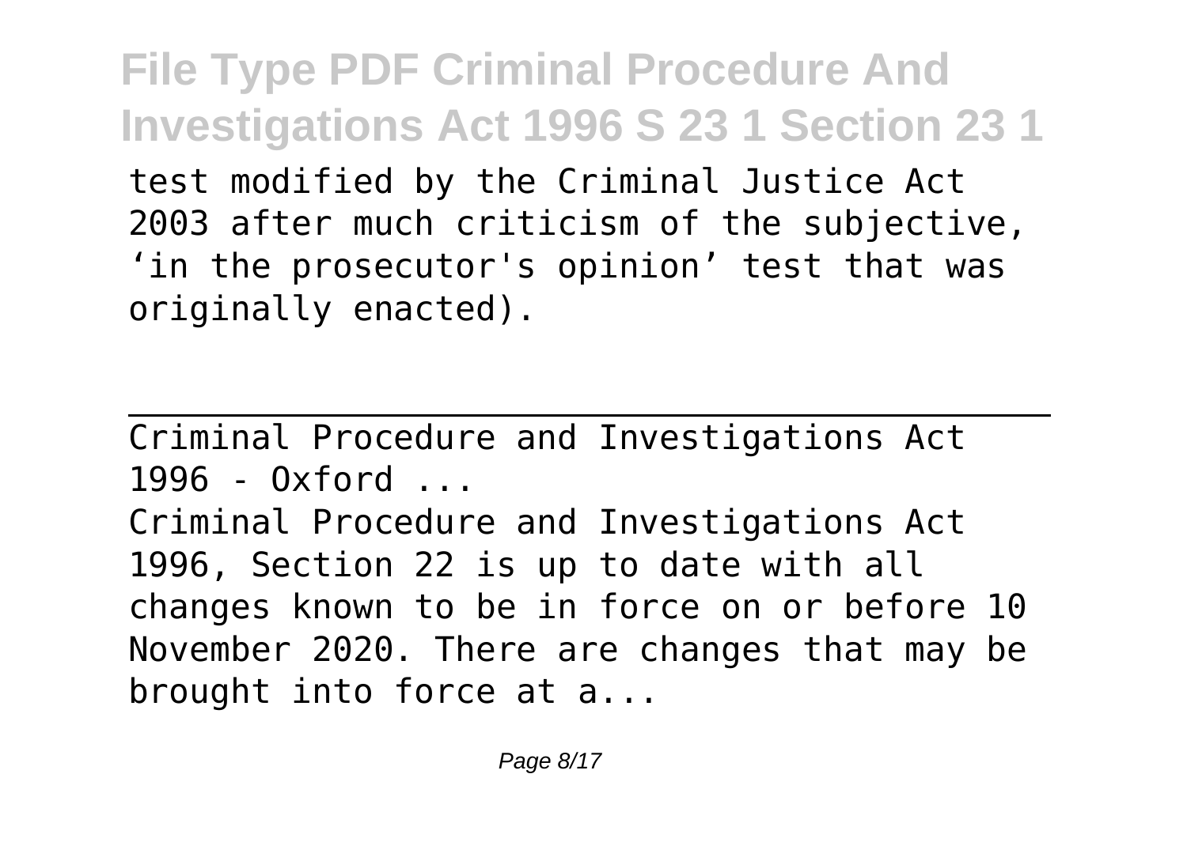test modified by the Criminal Justice Act 2003 after much criticism of the subjective, 'in the prosecutor's opinion' test that was originally enacted).

---

Criminal Procedure and Investigations Act 1996 - Oxford ...

Criminal Procedure and Investigations Act 1996, Section 22 is up to date with all changes known to be in force on or before 10 November 2020. There are changes that may be brought into force at a...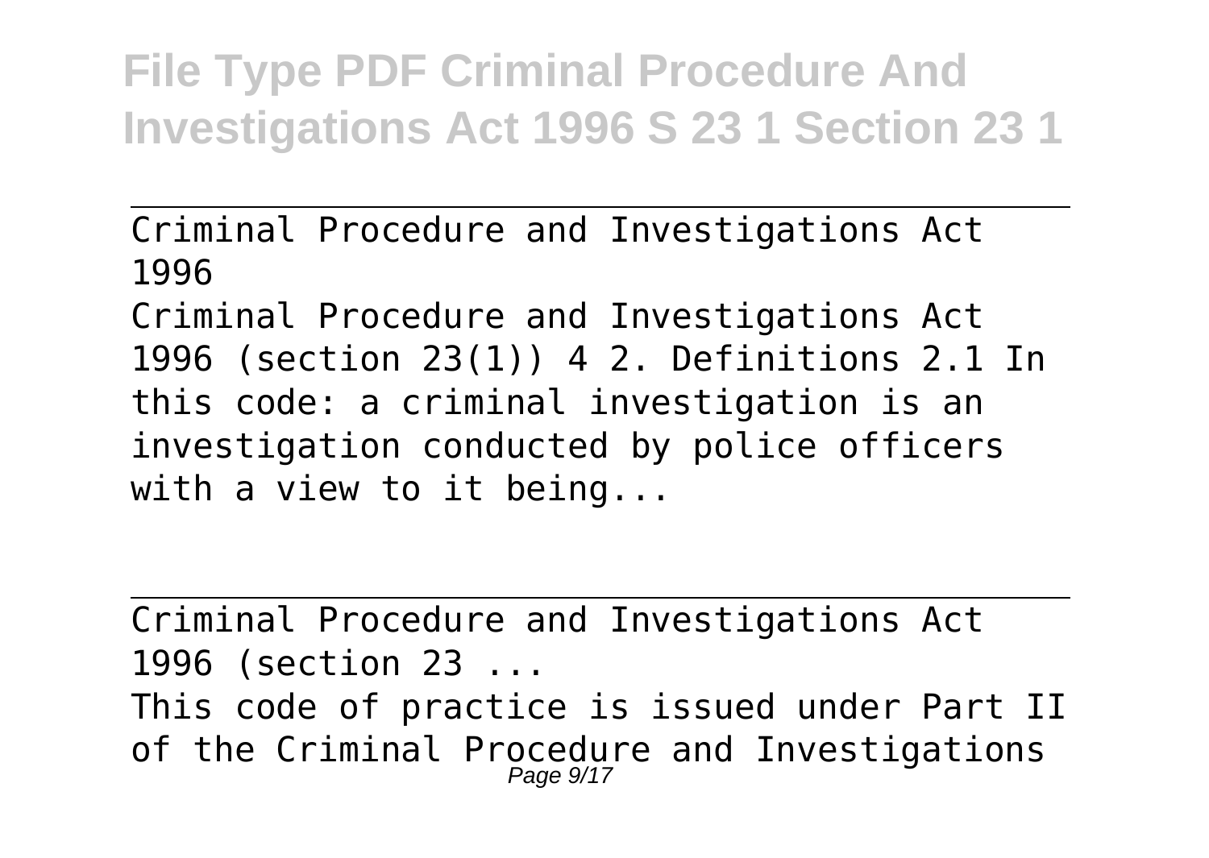Criminal Procedure and Investigations Act 1996

Criminal Procedure and Investigations Act 1996 (section 23(1)) 4 2. Definitions 2.1 In this code: a criminal investigation is an investigation conducted by police officers with a view to it being...

Criminal Procedure and Investigations Act 1996 (section 23 ...

This code of practice is issued under Part II of the Criminal Procedure and Investigations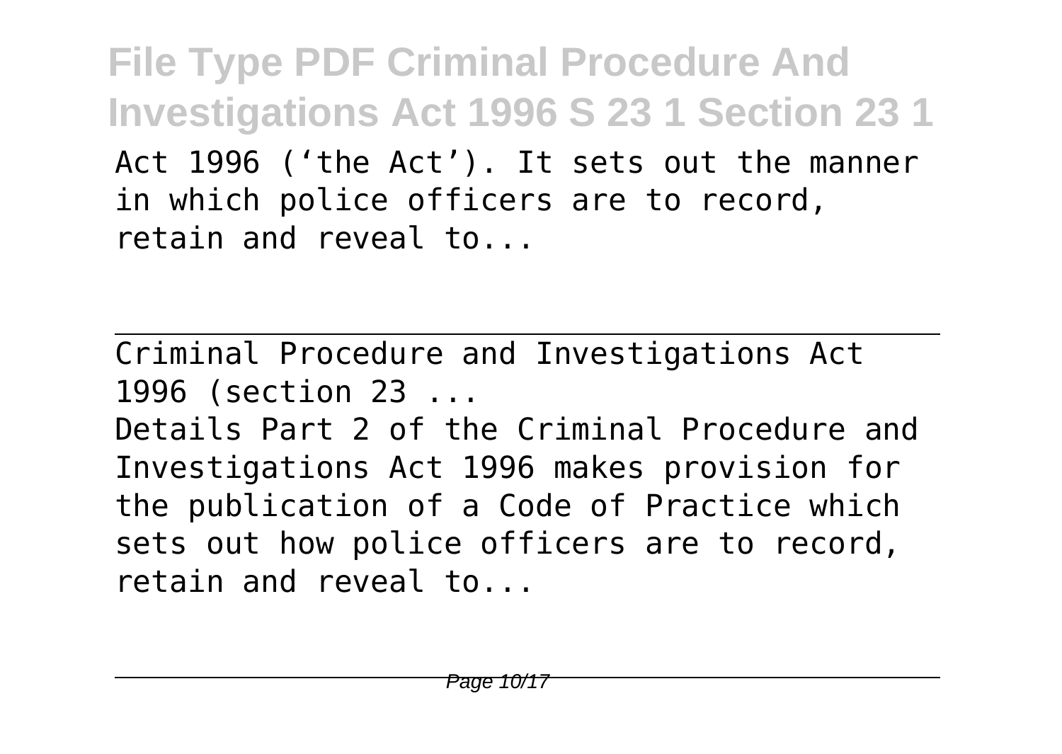Act 1996 ('the Act'). It sets out the manner in which police officers are to record, retain and reveal to...

Criminal Procedure and Investigations Act 1996 (section 23 ...

Details Part 2 of the Criminal Procedure and Investigations Act 1996 makes provision for the publication of a Code of Practice which sets out how police officers are to record, retain and reveal to...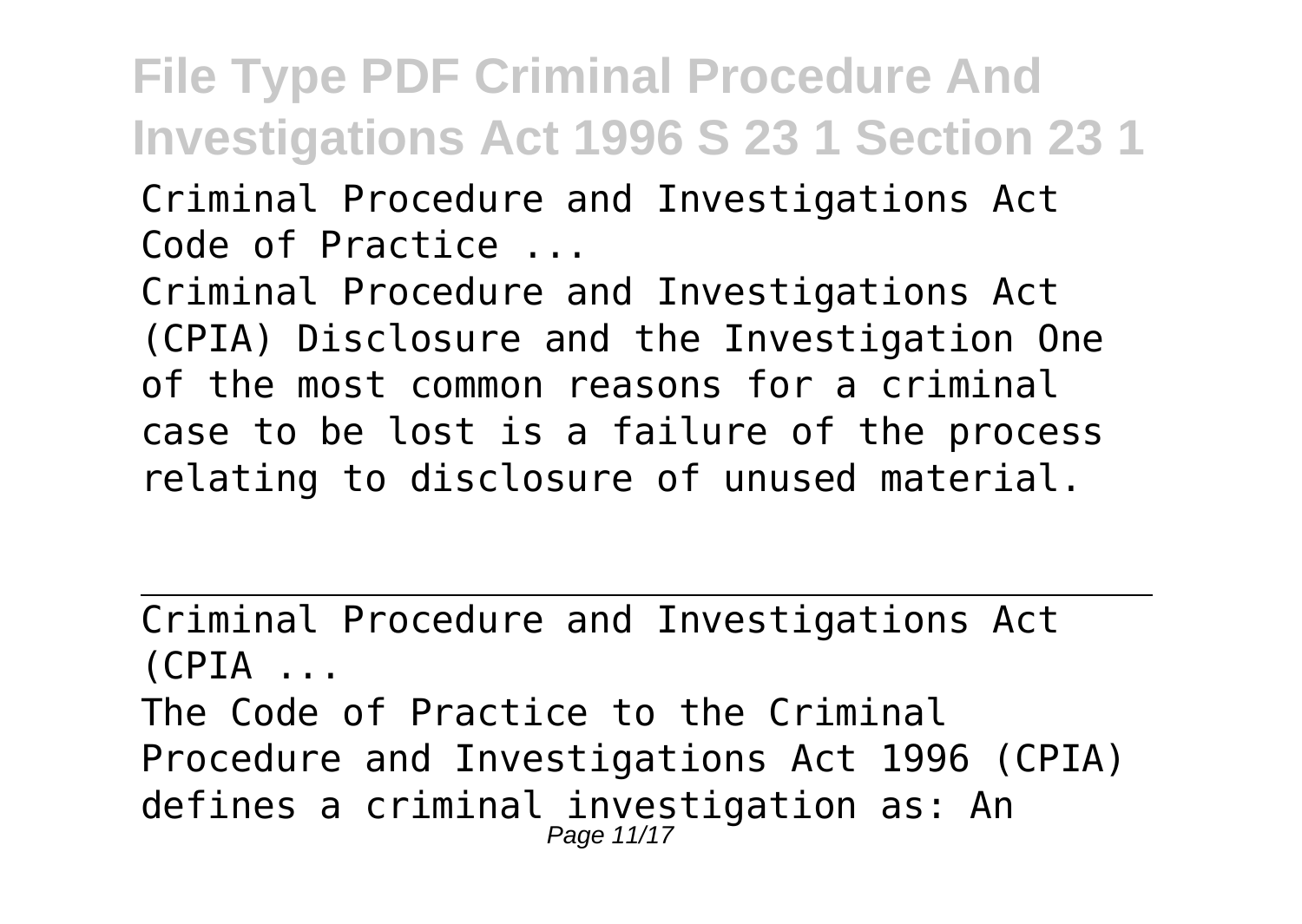Criminal Procedure and Investigations Act Code of Practice ...

Criminal Procedure and Investigations Act (CPIA) Disclosure and the Investigation One of the most common reasons for a criminal case to be lost is a failure of the process relating to disclosure of unused material.

---

Criminal Procedure and Investigations Act (CPIA ...

The Code of Practice to the Criminal Procedure and Investigations Act 1996 (CPIA) defines a criminal investigation as: An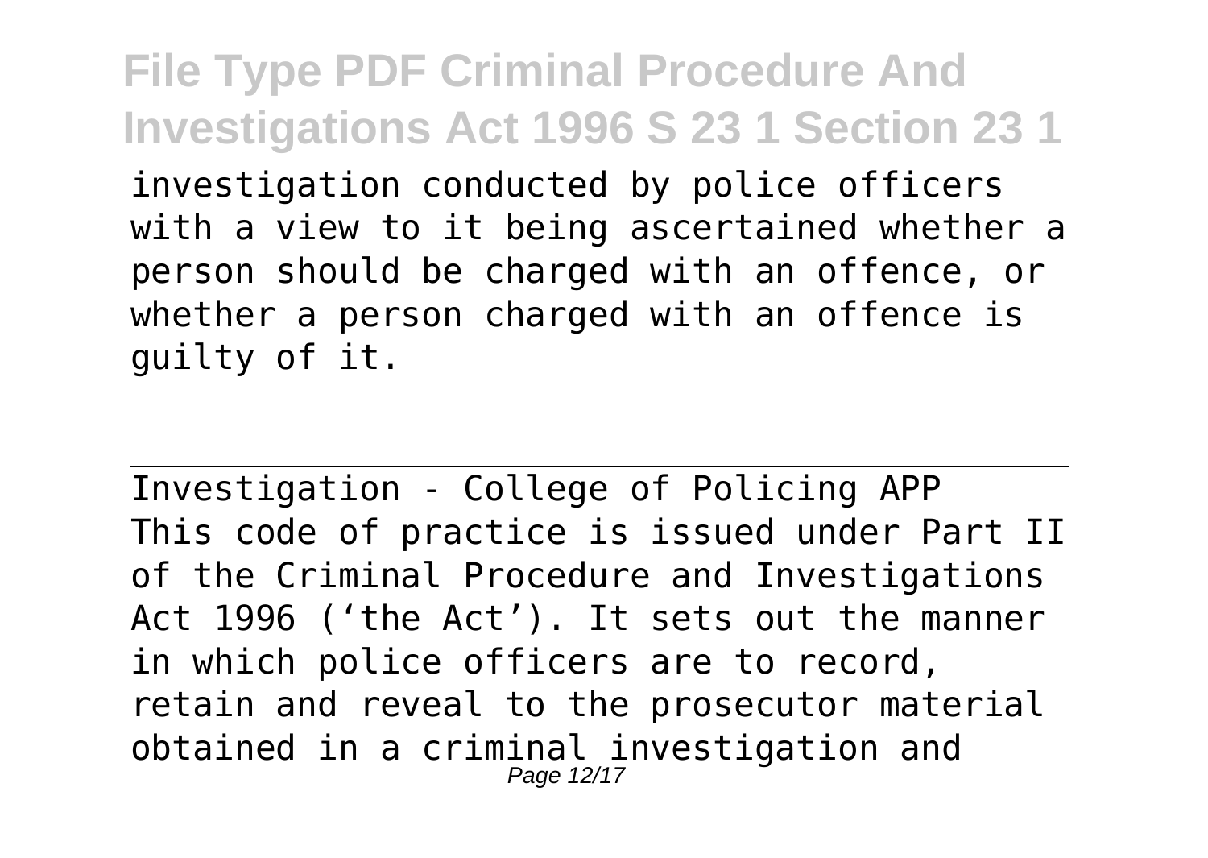investigation conducted by police officers with a view to it being ascertained whether a person should be charged with an offence, or whether a person charged with an offence is guilty of it.

Investigation - College of Policing APP

This code of practice is issued under Part II of the Criminal Procedure and Investigations Act 1996 ('the Act'). It sets out the manner in which police officers are to record, retain and reveal to the prosecutor material obtained in a criminal investigation and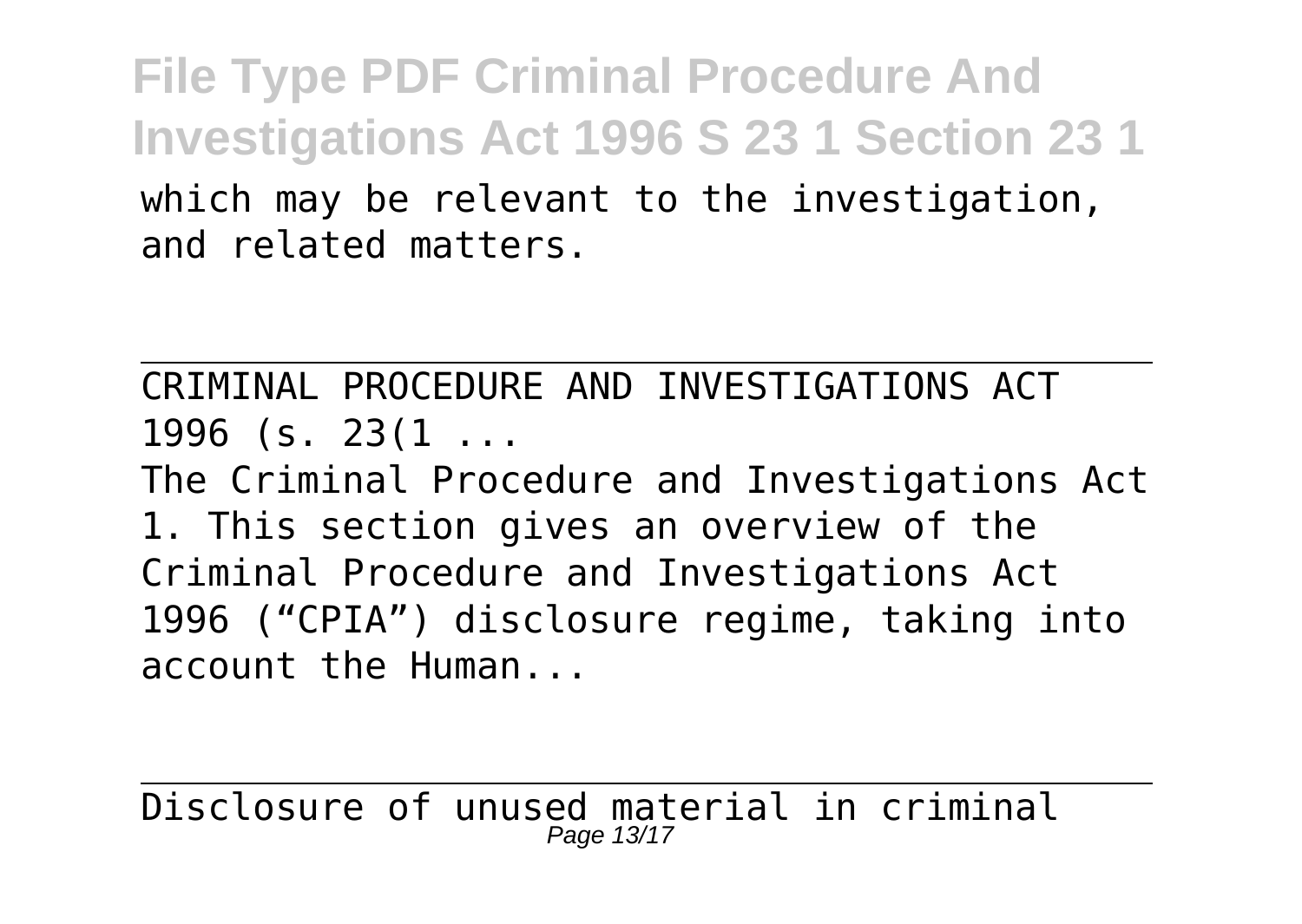which may be relevant to the investigation, and related matters.

---

CRIMINAL PROCEDURE AND INVESTIGATIONS ACT 1996 (s. 23(1 ...

The Criminal Procedure and Investigations Act 1. This section gives an overview of the Criminal Procedure and Investigations Act 1996 ("CPIA") disclosure regime, taking into account the Human...

---

Disclosure of unused material in criminal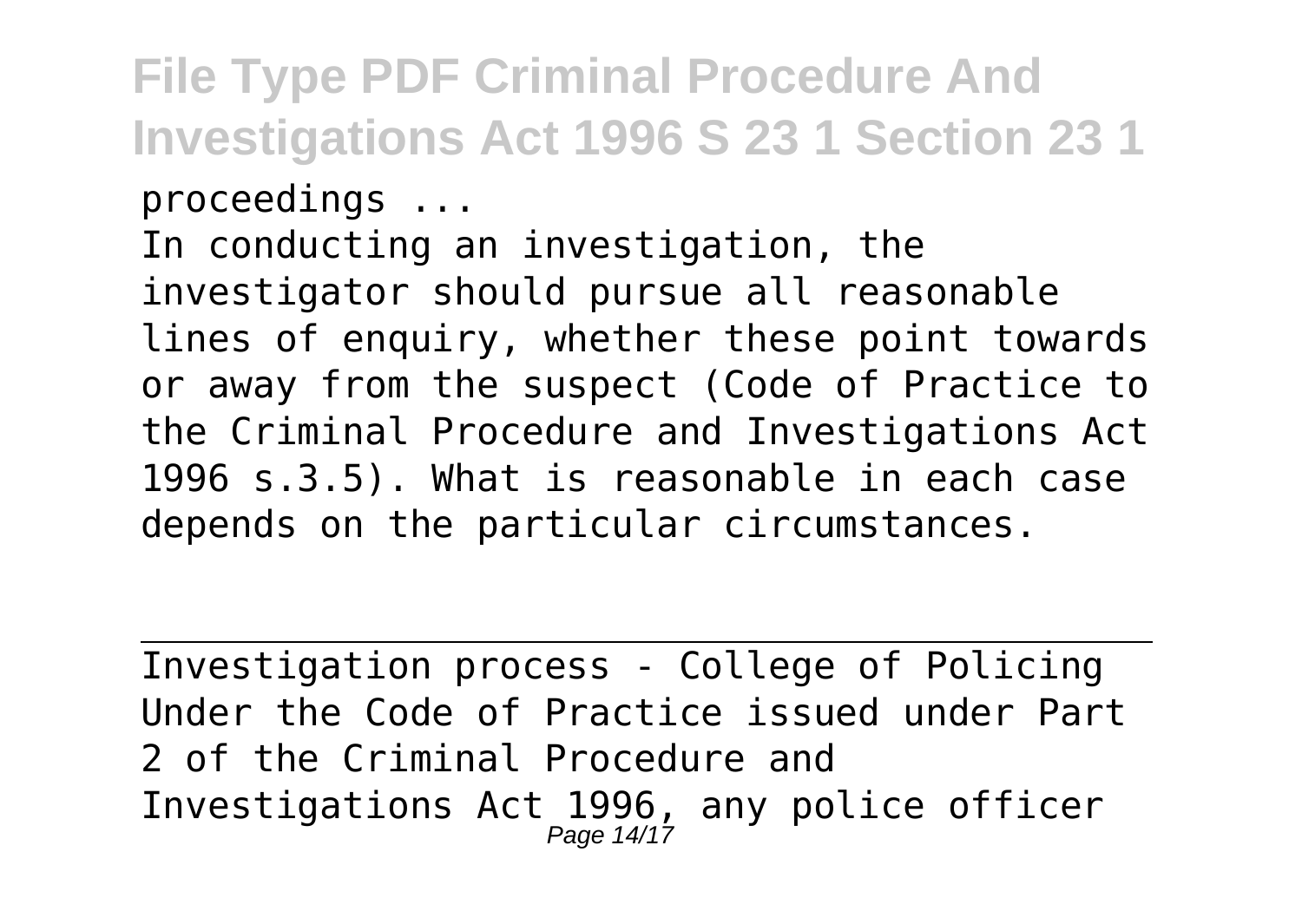proceedings ...

In conducting an investigation, the investigator should pursue all reasonable lines of enquiry, whether these point towards or away from the suspect (Code of Practice to the Criminal Procedure and Investigations Act 1996 s.3.5). What is reasonable in each case depends on the particular circumstances.

Investigation process - College of Policing

Under the Code of Practice issued under Part 2 of the Criminal Procedure and Investigations Act 1996, any police officer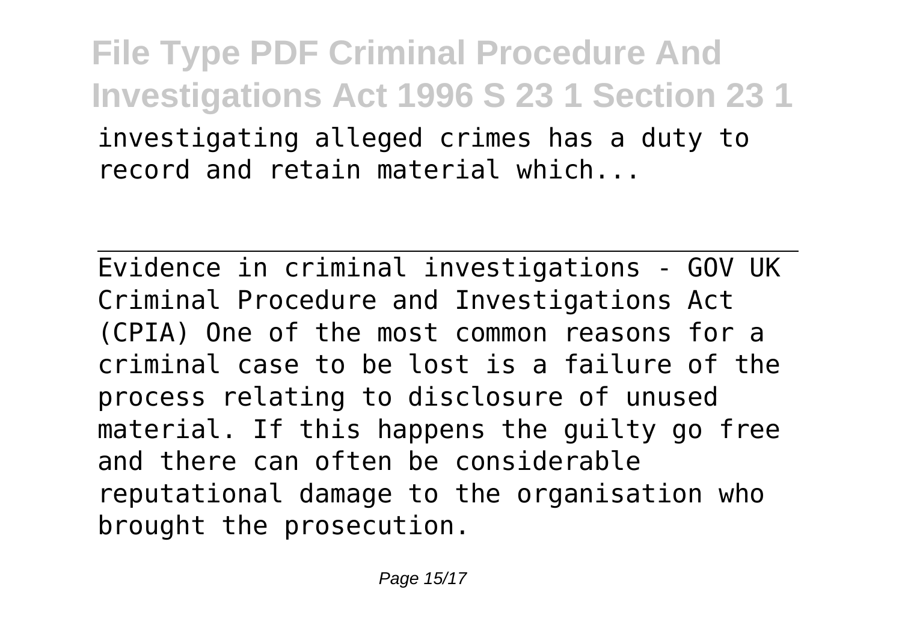investigating alleged crimes has a duty to record and retain material which...

Evidence in criminal investigations - GOV UK
Criminal Procedure and Investigations Act (CPIA) One of the most common reasons for a criminal case to be lost is a failure of the process relating to disclosure of unused material. If this happens the guilty go free and there can often be considerable reputational damage to the organisation who brought the prosecution.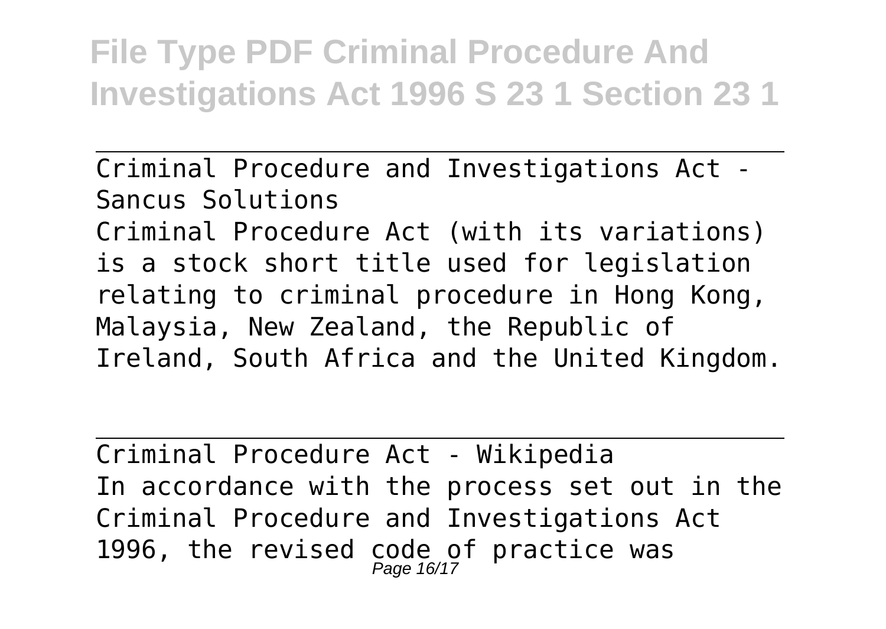Criminal Procedure and Investigations Act - Sancus Solutions

Criminal Procedure Act (with its variations) is a stock short title used for legislation relating to criminal procedure in Hong Kong, Malaysia, New Zealand, the Republic of Ireland, South Africa and the United Kingdom.

Criminal Procedure Act - Wikipedia

In accordance with the process set out in the Criminal Procedure and Investigations Act 1996, the revised code of practice was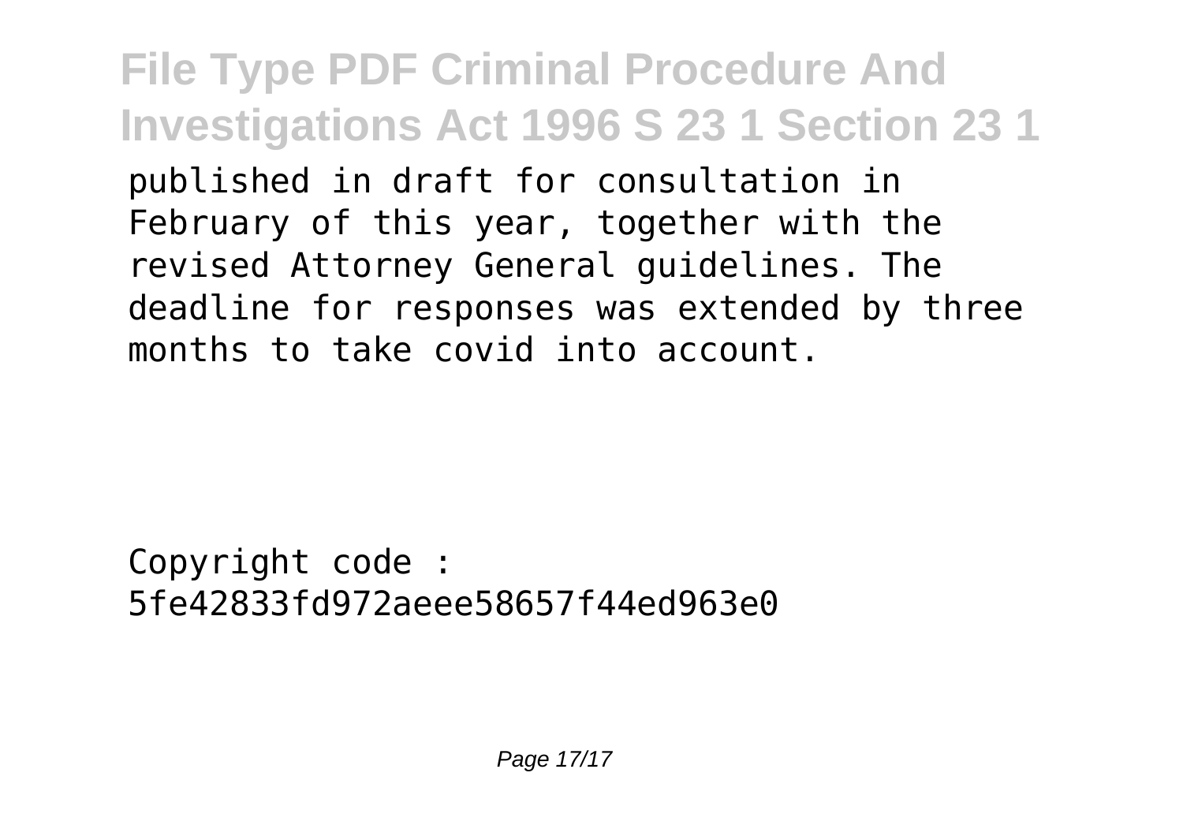published in draft for consultation in February of this year, together with the revised Attorney General guidelines. The deadline for responses was extended by three months to take covid into account.

Copyright code : 5fe42833fd972aeee58657f44ed963e0